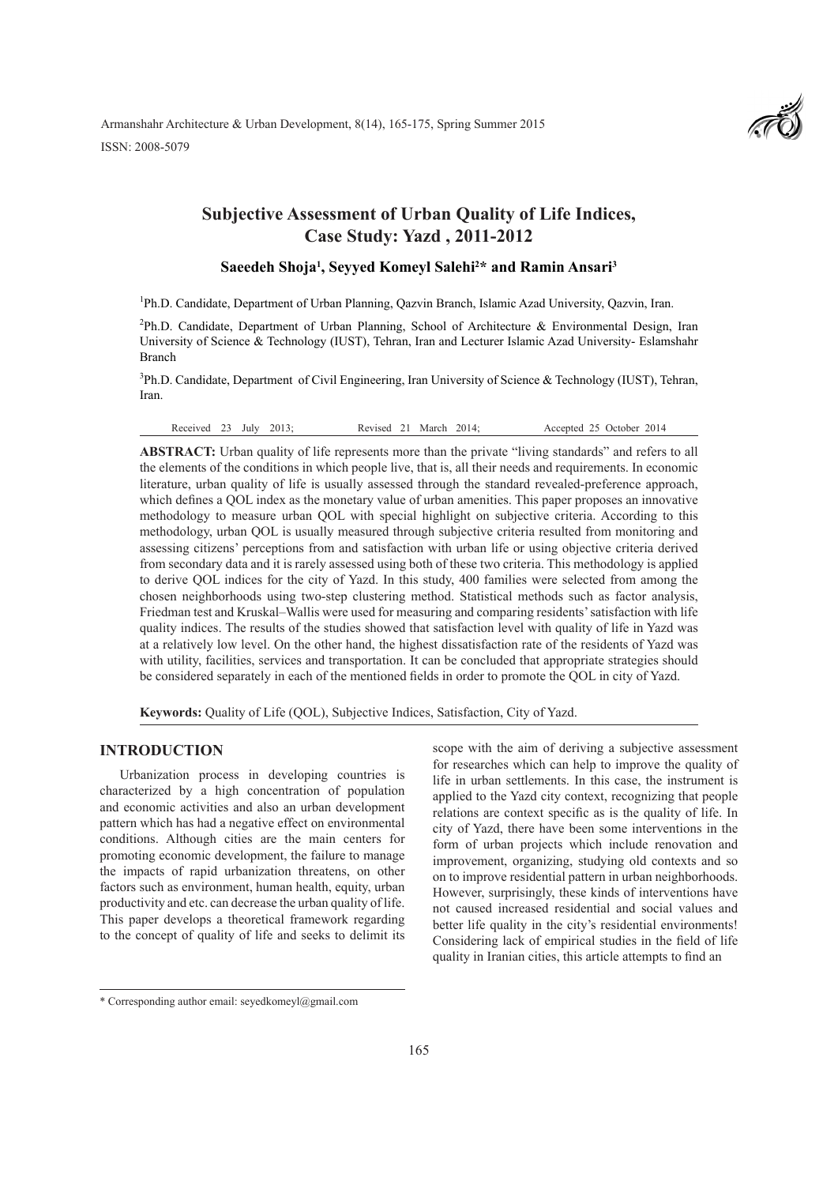# Subjective Assessment of Urban Quality of Life Indices, Case Study: Yazd , 2011-2012

**Saeedeh Shoja[1], Seyyed Komeyl Salehi[2]* and Ramin Ansari[3]**

[1]Ph.D. Candidate, Department of Urban Planning, Qazvin Branch, Islamic Azad University, Qazvin, Iran.

[2]Ph.D. Candidate, Department of Urban Planning, School of Architecture & Environmental Design, Iran University of Science & Technology (IUST), Tehran, Iran and Lecturer Islamic Azad University- Eslamshahr Branch

[3]Ph.D. Candidate, Department of Civil Engineering, Iran University of Science & Technology (IUST), Tehran, Iran.

Received 23 July 2013; Revised 21 March 2014; Accepted 25 October 2014

**ABSTRACT:** Urban quality of life represents more than the private "living standards" and refers to all the elements of the conditions in which people live, that is, all their needs and requirements. In economic literature, urban quality of life is usually assessed through the standard revealed-preference approach, which defines a QOL index as the monetary value of urban amenities. This paper proposes an innovative methodology to measure urban QOL with special highlight on subjective criteria. According to this methodology, urban QOL is usually measured through subjective criteria resulted from monitoring and assessing citizens' perceptions from and satisfaction with urban life or using objective criteria derived from secondary data and it is rarely assessed using both of these two criteria. This methodology is applied to derive QOL indices for the city of Yazd. In this study, 400 families were selected from among the chosen neighborhoods using two-step clustering method. Statistical methods such as factor analysis, Friedman test and Kruskal–Wallis were used for measuring and comparing residents' satisfaction with life quality indices. The results of the studies showed that satisfaction level with quality of life in Yazd was at a relatively low level. On the other hand, the highest dissatisfaction rate of the residents of Yazd was with utility, facilities, services and transportation. It can be concluded that appropriate strategies should be considered separately in each of the mentioned fields in order to promote the QOL in city of Yazd.

**Keywords:** Quality of Life (QOL), Subjective Indices, Satisfaction, City of Yazd.

## INTRODUCTION

Urbanization process in developing countries is characterized by a high concentration of population and economic activities and also an urban development pattern which has had a negative effect on environmental conditions. Although cities are the main centers for promoting economic development, the failure to manage the impacts of rapid urbanization threatens, on other factors such as environment, human health, equity, urban productivity and etc. can decrease the urban quality of life. This paper develops a theoretical framework regarding to the concept of quality of life and seeks to delimit its scope with the aim of deriving a subjective assessment for researches which can help to improve the quality of life in urban settlements. In this case, the instrument is applied to the Yazd city context, recognizing that people relations are context specific as is the quality of life. In city of Yazd, there have been some interventions in the form of urban projects which include renovation and improvement, organizing, studying old contexts and so on to improve residential pattern in urban neighborhoods. However, surprisingly, these kinds of interventions have not caused increased residential and social values and better life quality in the city's residential environments! Considering lack of empirical studies in the field of life quality in Iranian cities, this article attempts to find an

* Corresponding author email: seyedkomeyl@gmail.com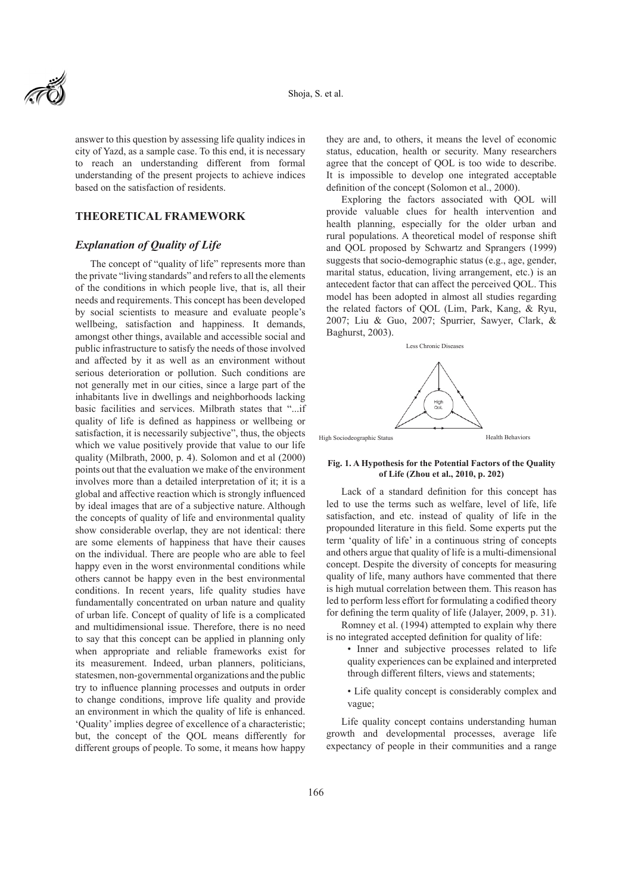answer to this question by assessing life quality indices in city of Yazd, as a sample case. To this end, it is necessary to reach an understanding different from formal understanding of the present projects to achieve indices based on the satisfaction of residents.

## THEORETICAL FRAMEWORK

### *Explanation of Quality of Life*

The concept of "quality of life" represents more than the private "living standards" and refers to all the elements of the conditions in which people live, that is, all their needs and requirements. This concept has been developed by social scientists to measure and evaluate people's wellbeing, satisfaction and happiness. It demands, amongst other things, available and accessible social and public infrastructure to satisfy the needs of those involved and affected by it as well as an environment without serious deterioration or pollution. Such conditions are not generally met in our cities, since a large part of the inhabitants live in dwellings and neighborhoods lacking basic facilities and services. Milbrath states that "...if quality of life is defined as happiness or wellbeing or satisfaction, it is necessarily subjective", thus, the objects which we value positively provide that value to our life quality (Milbrath, 2000, p. 4). Solomon and et al (2000) points out that the evaluation we make of the environment involves more than a detailed interpretation of it; it is a global and affective reaction which is strongly influenced by ideal images that are of a subjective nature. Although the concepts of quality of life and environmental quality show considerable overlap, they are not identical: there are some elements of happiness that have their causes on the individual. There are people who are able to feel happy even in the worst environmental conditions while others cannot be happy even in the best environmental conditions. In recent years, life quality studies have fundamentally concentrated on urban nature and quality of urban life. Concept of quality of life is a complicated and multidimensional issue. Therefore, there is no need to say that this concept can be applied in planning only when appropriate and reliable frameworks exist for its measurement. Indeed, urban planners, politicians, statesmen, non-governmental organizations and the public try to influence planning processes and outputs in order to change conditions, improve life quality and provide an environment in which the quality of life is enhanced. 'Quality' implies degree of excellence of a characteristic; but, the concept of the QOL means differently for different groups of people. To some, it means how happy they are and, to others, it means the level of economic status, education, health or security. Many researchers agree that the concept of QOL is too wide to describe. It is impossible to develop one integrated acceptable definition of the concept (Solomon et al., 2000).

Exploring the factors associated with QOL will provide valuable clues for health intervention and health planning, especially for the older urban and rural populations. A theoretical model of response shift and QOL proposed by Schwartz and Sprangers (1999) suggests that socio-demographic status (e.g., age, gender, marital status, education, living arrangement, etc.) is an antecedent factor that can affect the perceived QOL. This model has been adopted in almost all studies regarding the related factors of QOL (Lim, Park, Kang, & Ryu, 2007; Liu & Guo, 2007; Spurrier, Sawyer, Clark, & Baghurst, 2003).

Less Chronic Diseases

High QoL

High Sociodeographic Status

Health Behaviors

**Fig. 1. A Hypothesis for the Potential Factors of the Quality of Life (Zhou et al., 2010, p. 202)**

Lack of a standard definition for this concept has led to use the terms such as welfare, level of life, life satisfaction, and etc. instead of quality of life in the propounded literature in this field. Some experts put the term 'quality of life' in a continuous string of concepts and others argue that quality of life is a multi-dimensional concept. Despite the diversity of concepts for measuring quality of life, many authors have commented that there is high mutual correlation between them. This reason has led to perform less effort for formulating a codified theory for defining the term quality of life (Jalayer, 2009, p. 31).

Romney et al. (1994) attempted to explain why there is no integrated accepted definition for quality of life:

- Inner and subjective processes related to life quality experiences can be explained and interpreted through different filters, views and statements;
- Life quality concept is considerably complex and vague;

Life quality concept contains understanding human growth and developmental processes, average life expectancy of people in their communities and a range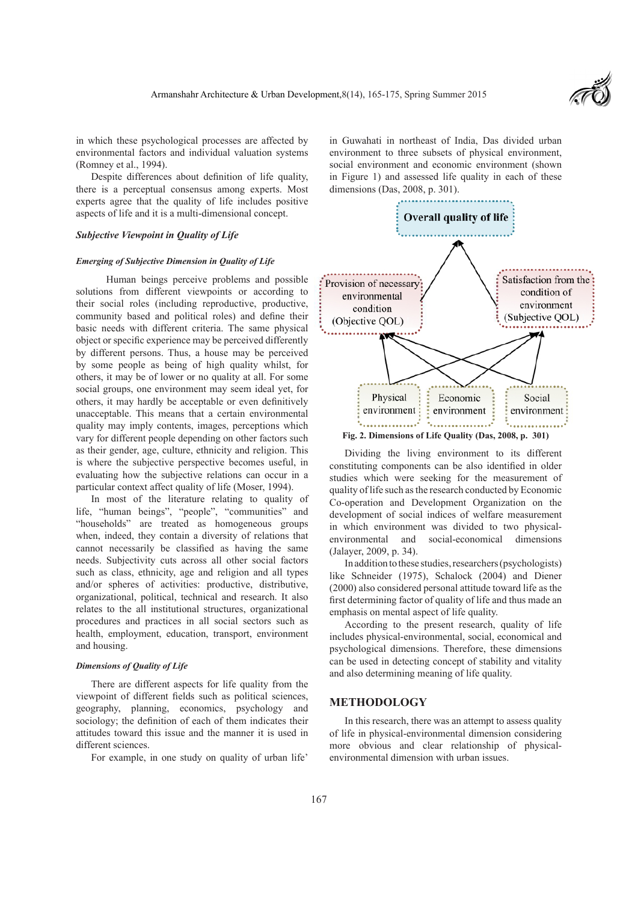in which these psychological processes are affected by environmental factors and individual valuation systems (Romney et al., 1994).

Despite differences about definition of life quality, there is a perceptual consensus among experts. Most experts agree that the quality of life includes positive aspects of life and it is a multi-dimensional concept.

### *Subjective Viewpoint in Quality of Life*

#### *Emerging of Subjective Dimension in Quality of Life*

Human beings perceive problems and possible solutions from different viewpoints or according to their social roles (including reproductive, productive, community based and political roles) and define their basic needs with different criteria. The same physical object or specific experience may be perceived differently by different persons. Thus, a house may be perceived by some people as being of high quality whilst, for others, it may be of lower or no quality at all. For some social groups, one environment may seem ideal yet, for others, it may hardly be acceptable or even definitively unacceptable. This means that a certain environmental quality may imply contents, images, perceptions which vary for different people depending on other factors such as their gender, age, culture, ethnicity and religion. This is where the subjective perspective becomes useful, in evaluating how the subjective relations can occur in a particular context affect quality of life (Moser, 1994).

In most of the literature relating to quality of life, "human beings", "people", "communities" and "households" are treated as homogeneous groups when, indeed, they contain a diversity of relations that cannot necessarily be classified as having the same needs. Subjectivity cuts across all other social factors such as class, ethnicity, age and religion and all types and/or spheres of activities: productive, distributive, organizational, political, technical and research. It also relates to the all institutional structures, organizational procedures and practices in all social sectors such as health, employment, education, transport, environment and housing.

#### *Dimensions of Quality of Life*

There are different aspects for life quality from the viewpoint of different fields such as political sciences, geography, planning, economics, psychology and sociology; the definition of each of them indicates their attitudes toward this issue and the manner it is used in different sciences.

For example, in one study on quality of urban life' in Guwahati in northeast of India, Das divided urban environment to three subsets of physical environment, social environment and economic environment (shown in Figure 1) and assessed life quality in each of these dimensions (Das, 2008, p. 301).

Overall quality of life

Provision of necessary environmental condition (Objective QOL)

Satisfaction from the condition of environment (Subjective QOL)

Physical environment

Economic environment

Social environment

**Fig. 2. Dimensions of Life Quality (Das, 2008, p. 301)**

Dividing the living environment to its different constituting components can be also identified in older studies which were seeking for the measurement of quality of life such as the research conducted by Economic Co-operation and Development Organization on the development of social indices of welfare measurement in which environment was divided to two physical-environmental and social-economical dimensions (Jalayer, 2009, p. 34).

In addition to these studies, researchers (psychologists) like Schneider (1975), Schalock (2004) and Diener (2000) also considered personal attitude toward life as the first determining factor of quality of life and thus made an emphasis on mental aspect of life quality.

According to the present research, quality of life includes physical-environmental, social, economical and psychological dimensions. Therefore, these dimensions can be used in detecting concept of stability and vitality and also determining meaning of life quality.

## METHODOLOGY

In this research, there was an attempt to assess quality of life in physical-environmental dimension considering more obvious and clear relationship of physical-environmental dimension with urban issues.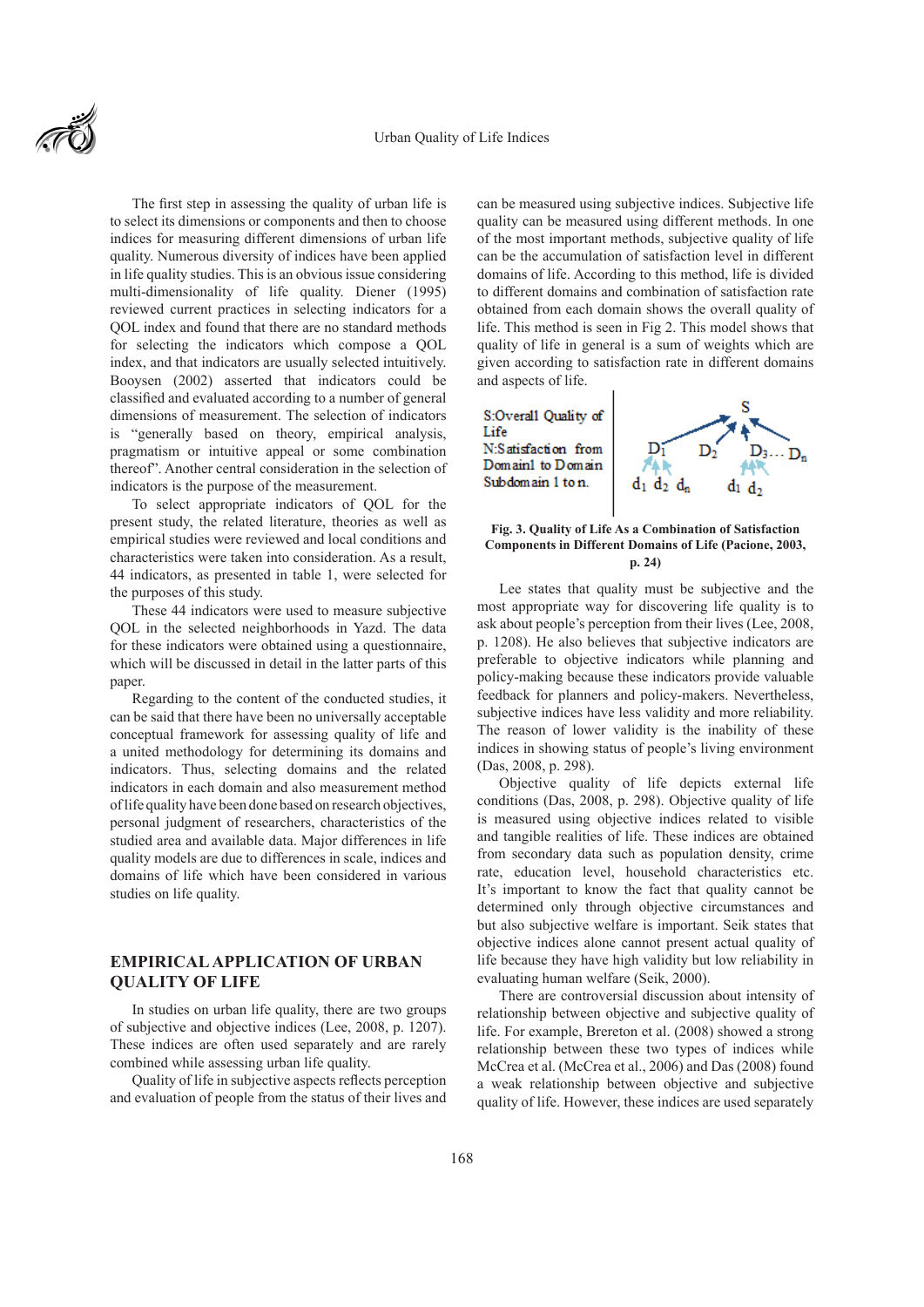The first step in assessing the quality of urban life is to select its dimensions or components and then to choose indices for measuring different dimensions of urban life quality. Numerous diversity of indices have been applied in life quality studies. This is an obvious issue considering multi-dimensionality of life quality. Diener (1995) reviewed current practices in selecting indicators for a QOL index and found that there are no standard methods for selecting the indicators which compose a QOL index, and that indicators are usually selected intuitively. Booysen (2002) asserted that indicators could be classified and evaluated according to a number of general dimensions of measurement. The selection of indicators is "generally based on theory, empirical analysis, pragmatism or intuitive appeal or some combination thereof". Another central consideration in the selection of indicators is the purpose of the measurement.

To select appropriate indicators of QOL for the present study, the related literature, theories as well as empirical studies were reviewed and local conditions and characteristics were taken into consideration. As a result, 44 indicators, as presented in table 1, were selected for the purposes of this study.

These 44 indicators were used to measure subjective QOL in the selected neighborhoods in Yazd. The data for these indicators were obtained using a questionnaire, which will be discussed in detail in the latter parts of this paper.

Regarding to the content of the conducted studies, it can be said that there have been no universally acceptable conceptual framework for assessing quality of life and a united methodology for determining its domains and indicators. Thus, selecting domains and the related indicators in each domain and also measurement method of life quality have been done based on research objectives, personal judgment of researchers, characteristics of the studied area and available data. Major differences in life quality models are due to differences in scale, indices and domains of life which have been considered in various studies on life quality.

## EMPIRICAL APPLICATION OF URBAN QUALITY OF LIFE

In studies on urban life quality, there are two groups of subjective and objective indices (Lee, 2008, p. 1207). These indices are often used separately and are rarely combined while assessing urban life quality.

Quality of life in subjective aspects reflects perception and evaluation of people from the status of their lives and can be measured using subjective indices. Subjective life quality can be measured using different methods. In one of the most important methods, subjective quality of life can be the accumulation of satisfaction level in different domains of life. According to this method, life is divided to different domains and combination of satisfaction rate obtained from each domain shows the overall quality of life. This method is seen in Fig 2. This model shows that quality of life in general is a sum of weights which are given according to satisfaction rate in different domains and aspects of life.

S:Overall Quality of Life
N:Satisfaction from Domain1 to Domain Subdomain 1 to n.

S

$D_1$ $D_2$ $D_3 \ldots D_n$

$d_1$ $d_2$ $d_n$ $d_1$ $d_2$

**Fig. 3. Quality of Life As a Combination of Satisfaction Components in Different Domains of Life (Pacione, 2003, p. 24)**

Lee states that quality must be subjective and the most appropriate way for discovering life quality is to ask about people's perception from their lives (Lee, 2008, p. 1208). He also believes that subjective indicators are preferable to objective indicators while planning and policy-making because these indicators provide valuable feedback for planners and policy-makers. Nevertheless, subjective indices have less validity and more reliability. The reason of lower validity is the inability of these indices in showing status of people's living environment (Das, 2008, p. 298).

Objective quality of life depicts external life conditions (Das, 2008, p. 298). Objective quality of life is measured using objective indices related to visible and tangible realities of life. These indices are obtained from secondary data such as population density, crime rate, education level, household characteristics etc. It's important to know the fact that quality cannot be determined only through objective circumstances and but also subjective welfare is important. Seik states that objective indices alone cannot present actual quality of life because they have high validity but low reliability in evaluating human welfare (Seik, 2000).

There are controversial discussion about intensity of relationship between objective and subjective quality of life. For example, Brereton et al. (2008) showed a strong relationship between these two types of indices while McCrea et al. (McCrea et al., 2006) and Das (2008) found a weak relationship between objective and subjective quality of life. However, these indices are used separately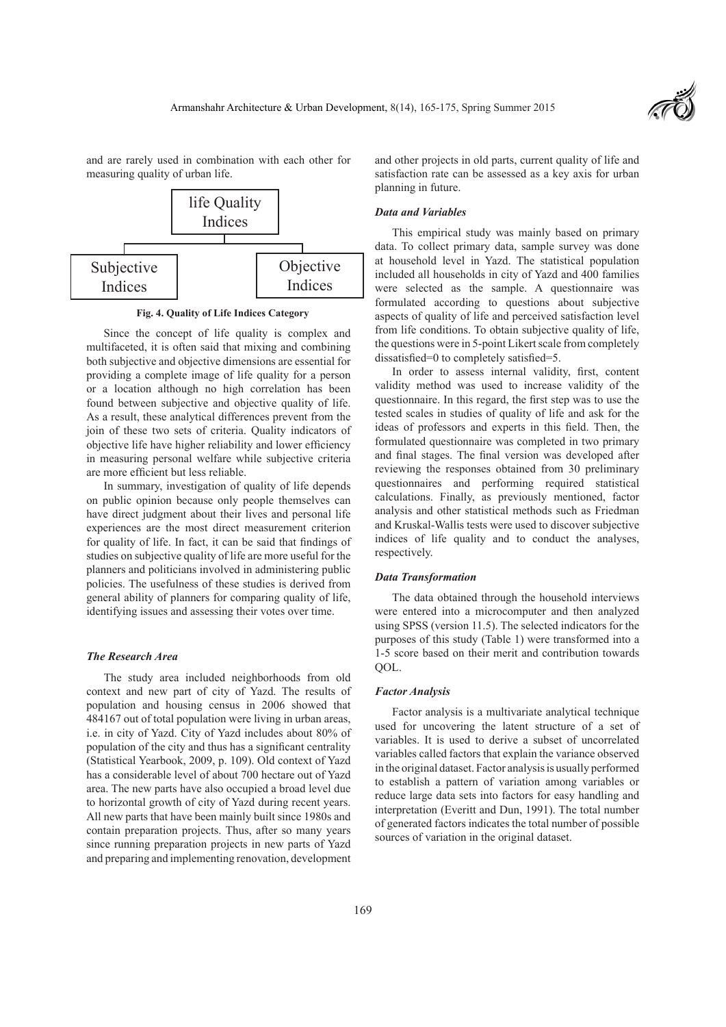and are rarely used in combination with each other for measuring quality of urban life.

life Quality Indices

Subjective Indices | Objective Indices

**Fig. 4. Quality of Life Indices Category**

Since the concept of life quality is complex and multifaceted, it is often said that mixing and combining both subjective and objective dimensions are essential for providing a complete image of life quality for a person or a location although no high correlation has been found between subjective and objective quality of life. As a result, these analytical differences prevent from the join of these two sets of criteria. Quality indicators of objective life have higher reliability and lower efficiency in measuring personal welfare while subjective criteria are more efficient but less reliable.

In summary, investigation of quality of life depends on public opinion because only people themselves can have direct judgment about their lives and personal life experiences are the most direct measurement criterion for quality of life. In fact, it can be said that findings of studies on subjective quality of life are more useful for the planners and politicians involved in administering public policies. The usefulness of these studies is derived from general ability of planners for comparing quality of life, identifying issues and assessing their votes over time.

### *The Research Area*

The study area included neighborhoods from old context and new part of city of Yazd. The results of population and housing census in 2006 showed that 484167 out of total population were living in urban areas, i.e. in city of Yazd. City of Yazd includes about 80% of population of the city and thus has a significant centrality (Statistical Yearbook, 2009, p. 109). Old context of Yazd has a considerable level of about 700 hectare out of Yazd area. The new parts have also occupied a broad level due to horizontal growth of city of Yazd during recent years. All new parts that have been mainly built since 1980s and contain preparation projects. Thus, after so many years since running preparation projects in new parts of Yazd and preparing and implementing renovation, development and other projects in old parts, current quality of life and satisfaction rate can be assessed as a key axis for urban planning in future.

### *Data and Variables*

This empirical study was mainly based on primary data. To collect primary data, sample survey was done at household level in Yazd. The statistical population included all households in city of Yazd and 400 families were selected as the sample. A questionnaire was formulated according to questions about subjective aspects of quality of life and perceived satisfaction level from life conditions. To obtain subjective quality of life, the questions were in 5-point Likert scale from completely dissatisfied=0 to completely satisfied=5.

In order to assess internal validity, first, content validity method was used to increase validity of the questionnaire. In this regard, the first step was to use the tested scales in studies of quality of life and ask for the ideas of professors and experts in this field. Then, the formulated questionnaire was completed in two primary and final stages. The final version was developed after reviewing the responses obtained from 30 preliminary questionnaires and performing required statistical calculations. Finally, as previously mentioned, factor analysis and other statistical methods such as Friedman and Kruskal-Wallis tests were used to discover subjective indices of life quality and to conduct the analyses, respectively.

### *Data Transformation*

The data obtained through the household interviews were entered into a microcomputer and then analyzed using SPSS (version 11.5). The selected indicators for the purposes of this study (Table 1) were transformed into a 1-5 score based on their merit and contribution towards QOL.

### *Factor Analysis*

Factor analysis is a multivariate analytical technique used for uncovering the latent structure of a set of variables. It is used to derive a subset of uncorrelated variables called factors that explain the variance observed in the original dataset. Factor analysis is usually performed to establish a pattern of variation among variables or reduce large data sets into factors for easy handling and interpretation (Everitt and Dun, 1991). The total number of generated factors indicates the total number of possible sources of variation in the original dataset.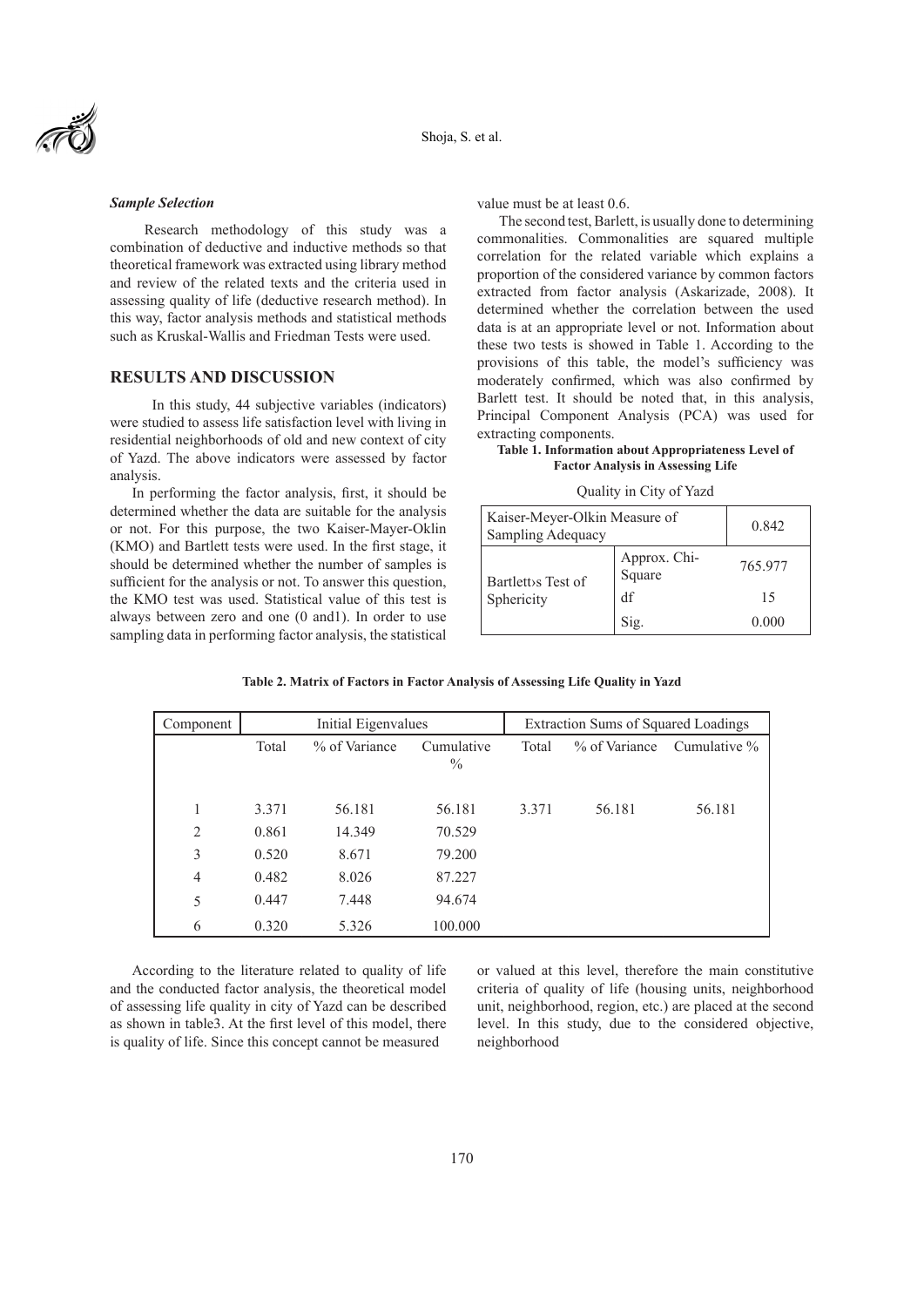### *Sample Selection*

Research methodology of this study was a combination of deductive and inductive methods so that theoretical framework was extracted using library method and review of the related texts and the criteria used in assessing quality of life (deductive research method). In this way, factor analysis methods and statistical methods such as Kruskal-Wallis and Friedman Tests were used.

## RESULTS AND DISCUSSION

In this study, 44 subjective variables (indicators) were studied to assess life satisfaction level with living in residential neighborhoods of old and new context of city of Yazd. The above indicators were assessed by factor analysis.

In performing the factor analysis, first, it should be determined whether the data are suitable for the analysis or not. For this purpose, the two Kaiser-Mayer-Oklin (KMO) and Bartlett tests were used. In the first stage, it should be determined whether the number of samples is sufficient for the analysis or not. To answer this question, the KMO test was used. Statistical value of this test is always between zero and one (0 and1). In order to use sampling data in performing factor analysis, the statistical value must be at least 0.6.

The second test, Barlett, is usually done to determining commonalities. Commonalities are squared multiple correlation for the related variable which explains a proportion of the considered variance by common factors extracted from factor analysis (Askarizade, 2008). It determined whether the correlation between the used data is at an appropriate level or not. Information about these two tests is showed in Table 1. According to the provisions of this table, the model's sufficiency was moderately confirmed, which was also confirmed by Barlett test. It should be noted that, in this analysis, Principal Component Analysis (PCA) was used for extracting components.

**Table 1. Information about Appropriateness Level of Factor Analysis in Assessing Life**

Quality in City of Yazd

| Kaiser-Meyer-Olkin Measure of Sampling Adequacy | | 0.842 |
|---|---|---|
| Bartlett›s Test of Sphericity | Approx. Chi-Square | 765.977 |
| | df | 15 |
| | Sig. | 0.000 |

**Table 2. Matrix of Factors in Factor Analysis of Assessing Life Quality in Yazd**

| Component | Initial Eigenvalues | | | Extraction Sums of Squared Loadings | | |
|---|---|---|---|---|---|---|
| | Total | % of Variance | Cumulative % | Total | % of Variance | Cumulative % |
| 1 | 3.371 | 56.181 | 56.181 | 3.371 | 56.181 | 56.181 |
| 2 | 0.861 | 14.349 | 70.529 | | | |
| 3 | 0.520 | 8.671 | 79.200 | | | |
| 4 | 0.482 | 8.026 | 87.227 | | | |
| 5 | 0.447 | 7.448 | 94.674 | | | |
| 6 | 0.320 | 5.326 | 100.000 | | | |

According to the literature related to quality of life and the conducted factor analysis, the theoretical model of assessing life quality in city of Yazd can be described as shown in table3. At the first level of this model, there is quality of life. Since this concept cannot be measured or valued at this level, therefore the main constitutive criteria of quality of life (housing units, neighborhood unit, neighborhood, region, etc.) are placed at the second level. In this study, due to the considered objective, neighborhood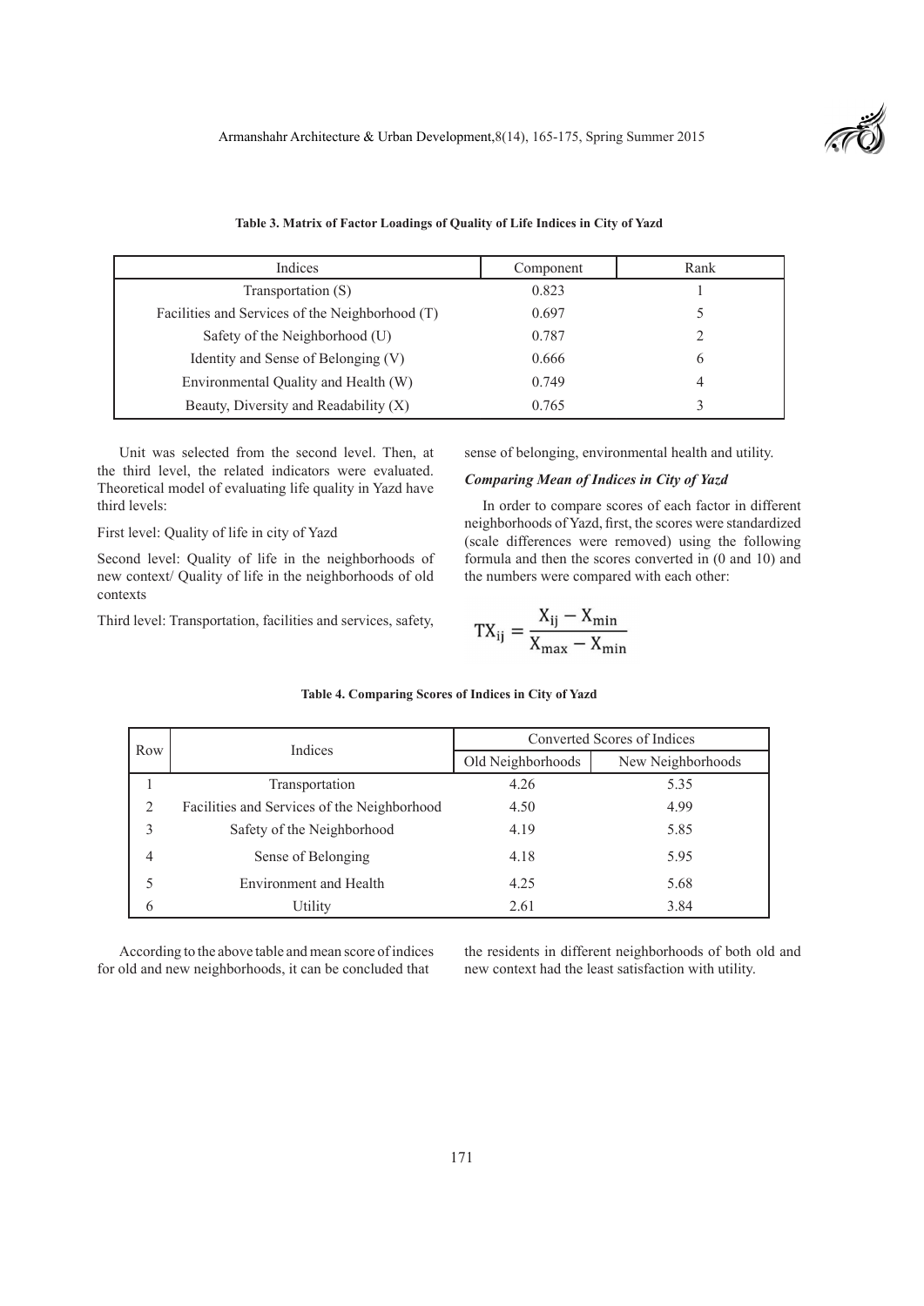**Table 3. Matrix of Factor Loadings of Quality of Life Indices in City of Yazd**

| Indices | Component | Rank |
|---|---|---|
| Transportation (S) | 0.823 | 1 |
| Facilities and Services of the Neighborhood (T) | 0.697 | 5 |
| Safety of the Neighborhood (U) | 0.787 | 2 |
| Identity and Sense of Belonging (V) | 0.666 | 6 |
| Environmental Quality and Health (W) | 0.749 | 4 |
| Beauty, Diversity and Readability (X) | 0.765 | 3 |

Unit was selected from the second level. Then, at the third level, the related indicators were evaluated. Theoretical model of evaluating life quality in Yazd have third levels:

First level: Quality of life in city of Yazd

Second level: Quality of life in the neighborhoods of new context/ Quality of life in the neighborhoods of old contexts

Third level: Transportation, facilities and services, safety, sense of belonging, environmental health and utility.

### *Comparing Mean of Indices in City of Yazd*

In order to compare scores of each factor in different neighborhoods of Yazd, first, the scores were standardized (scale differences were removed) using the following formula and then the scores converted in (0 and 10) and the numbers were compared with each other:

$$TX_{ij} = \frac{X_{ij} - X_{min}}{X_{max} - X_{min}}$$

**Table 4. Comparing Scores of Indices in City of Yazd**

| Row | Indices | Converted Scores of Indices | |
|---|---|---|---|
| | | Old Neighborhoods | New Neighborhoods |
| 1 | Transportation | 4.26 | 5.35 |
| 2 | Facilities and Services of the Neighborhood | 4.50 | 4.99 |
| 3 | Safety of the Neighborhood | 4.19 | 5.85 |
| 4 | Sense of Belonging | 4.18 | 5.95 |
| 5 | Environment and Health | 4.25 | 5.68 |
| 6 | Utility | 2.61 | 3.84 |

According to the above table and mean score of indices for old and new neighborhoods, it can be concluded that the residents in different neighborhoods of both old and new context had the least satisfaction with utility.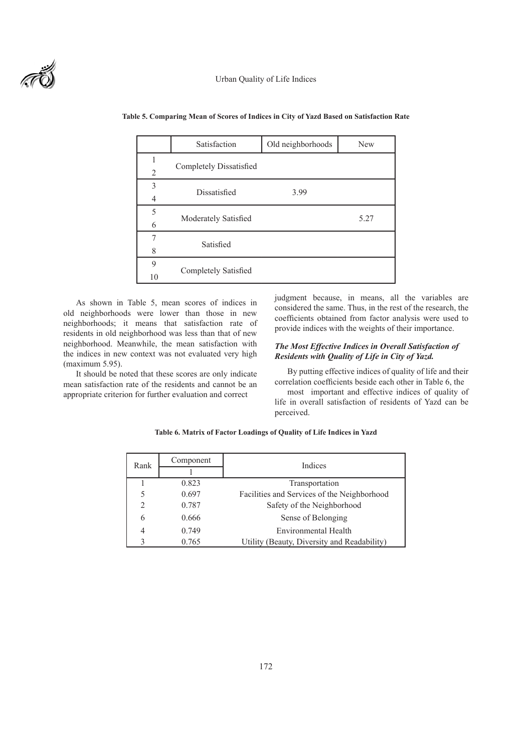**Table 5. Comparing Mean of Scores of Indices in City of Yazd Based on Satisfaction Rate**

| | Satisfaction | Old neighborhoods | New |
|---|---|---|---|
| 1<br>2 | Completely Dissatisfied | | |
| 3<br>4 | Dissatisfied | 3.99 | |
| 5<br>6 | Moderately Satisfied | | 5.27 |
| 7<br>8 | Satisfied | | |
| 9<br>10 | Completely Satisfied | | |

As shown in Table 5, mean scores of indices in old neighborhoods were lower than those in new neighborhoods; it means that satisfaction rate of residents in old neighborhood was less than that of new neighborhood. Meanwhile, the mean satisfaction with the indices in new context was not evaluated very high (maximum 5.95).

It should be noted that these scores are only indicate mean satisfaction rate of the residents and cannot be an appropriate criterion for further evaluation and correct judgment because, in means, all the variables are considered the same. Thus, in the rest of the research, the coefficients obtained from factor analysis were used to provide indices with the weights of their importance.

### *The Most Effective Indices in Overall Satisfaction of Residents with Quality of Life in City of Yazd.*

By putting effective indices of quality of life and their correlation coefficients beside each other in Table 6, the most important and effective indices of quality of life in overall satisfaction of residents of Yazd can be perceived.

**Table 6. Matrix of Factor Loadings of Quality of Life Indices in Yazd**

| Rank | Component | Indices |
|---|---|---|
| | 1 | |
| 1 | 0.823 | Transportation |
| 5 | 0.697 | Facilities and Services of the Neighborhood |
| 2 | 0.787 | Safety of the Neighborhood |
| 6 | 0.666 | Sense of Belonging |
| 4 | 0.749 | Environmental Health |
| 3 | 0.765 | Utility (Beauty, Diversity and Readability) |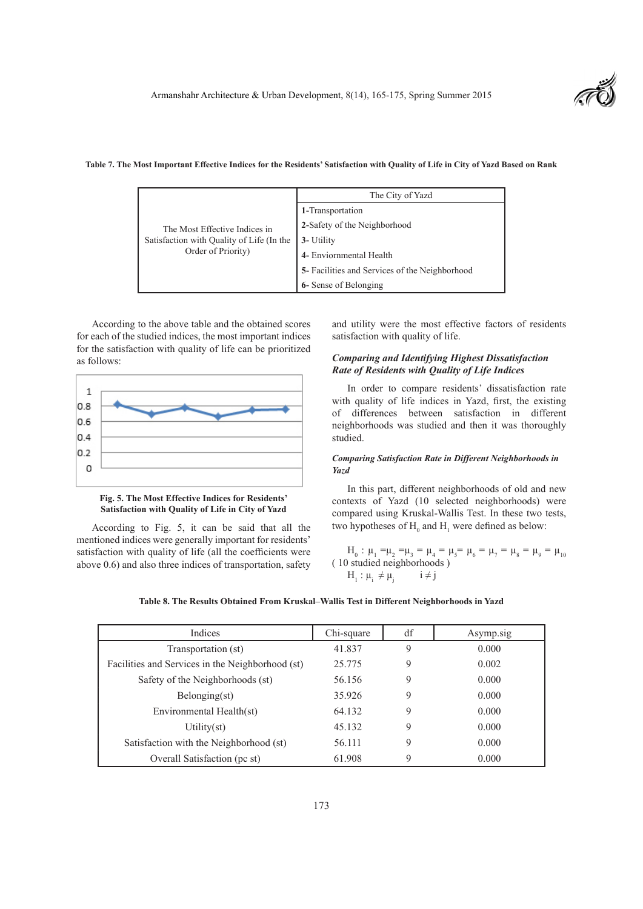**Table 7. The Most Important Effective Indices for the Residents' Satisfaction with Quality of Life in City of Yazd Based on Rank**

| | The City of Yazd |
|---|---|
| The Most Effective Indices in Satisfaction with Quality of Life (In the Order of Priority) | **1**-Transportation |
| | **2**-Safety of the Neighborhood |
| | **3**- Utility |
| | **4**- Enviornmental Health |
| | **5**- Facilities and Services of the Neighborhood |
| | **6**- Sense of Belonging |

According to the above table and the obtained scores for each of the studied indices, the most important indices for the satisfaction with quality of life can be prioritized as follows:

**Fig. 5. The Most Effective Indices for Residents' Satisfaction with Quality of Life in City of Yazd**

According to Fig. 5, it can be said that all the mentioned indices were generally important for residents' satisfaction with quality of life (all the coefficients were above 0.6) and also three indices of transportation, safety and utility were the most effective factors of residents satisfaction with quality of life.

### *Comparing and Identifying Highest Dissatisfaction Rate of Residents with Quality of Life Indices*

In order to compare residents' dissatisfaction rate with quality of life indices in Yazd, first, the existing of differences between satisfaction in different neighborhoods was studied and then it was thoroughly studied.

#### *Comparing Satisfaction Rate in Different Neighborhoods in Yazd*

In this part, different neighborhoods of old and new contexts of Yazd (10 selected neighborhoods) were compared using Kruskal-Wallis Test. In these two tests, two hypotheses of $H_0$ and $H_1$ were defined as below:

$H_0 : \mu_1 = \mu_2 = \mu_3 = \mu_4 = \mu_5 = \mu_6 = \mu_7 = \mu_8 = \mu_9 = \mu_{10}$
( 10 studied neighborhoods )

$H_1 : \mu_i \neq \mu_j \qquad i \neq j$

**Table 8. The Results Obtained From Kruskal–Wallis Test in Different Neighborhoods in Yazd**

| Indices | Chi-square | df | Asymp.sig |
|---|---|---|---|
| Transportation (st) | 41.837 | 9 | 0.000 |
| Facilities and Services in the Neighborhood (st) | 25.775 | 9 | 0.002 |
| Safety of the Neighborhoods (st) | 56.156 | 9 | 0.000 |
| Belonging(st) | 35.926 | 9 | 0.000 |
| Environmental Health(st) | 64.132 | 9 | 0.000 |
| Utility(st) | 45.132 | 9 | 0.000 |
| Satisfaction with the Neighborhood (st) | 56.111 | 9 | 0.000 |
| Overall Satisfaction (pc st) | 61.908 | 9 | 0.000 |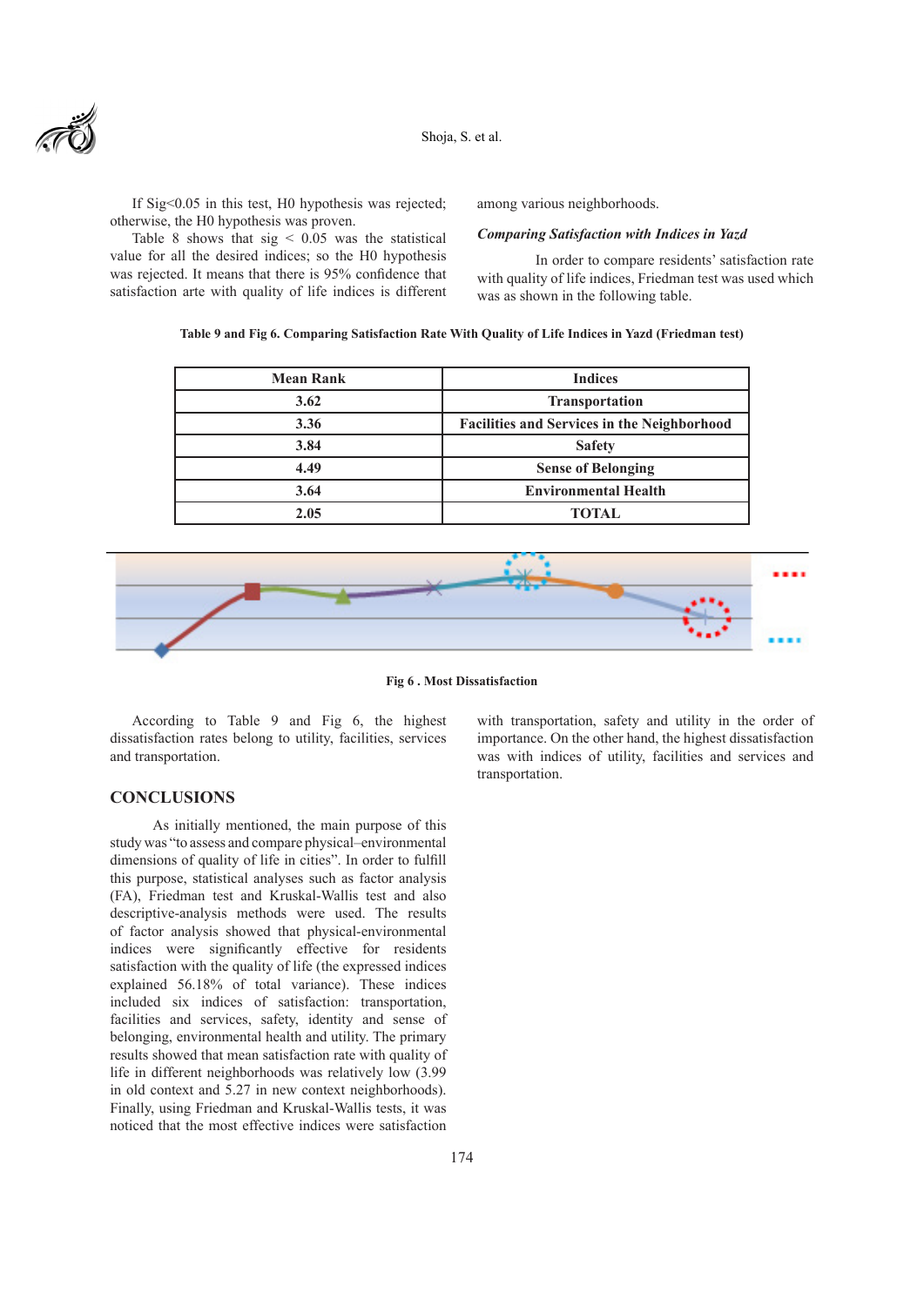If Sig<0.05 in this test, H0 hypothesis was rejected; otherwise, the H0 hypothesis was proven.

Table 8 shows that sig < 0.05 was the statistical value for all the desired indices; so the H0 hypothesis was rejected. It means that there is 95% confidence that satisfaction arte with quality of life indices is different among various neighborhoods.

### *Comparing Satisfaction with Indices in Yazd*

In order to compare residents' satisfaction rate with quality of life indices, Friedman test was used which was as shown in the following table.

**Table 9 and Fig 6. Comparing Satisfaction Rate With Quality of Life Indices in Yazd (Friedman test)**

| Mean Rank | Indices |
|---|---|
| 3.62 | Transportation |
| 3.36 | Facilities and Services in the Neighborhood |
| 3.84 | Safety |
| 4.49 | Sense of Belonging |
| 3.64 | Environmental Health |
| 2.05 | TOTAL |

**Fig 6 . Most Dissatisfaction**

According to Table 9 and Fig 6, the highest dissatisfaction rates belong to utility, facilities, services and transportation.

## CONCLUSIONS

As initially mentioned, the main purpose of this study was "to assess and compare physical–environmental dimensions of quality of life in cities". In order to fulfill this purpose, statistical analyses such as factor analysis (FA), Friedman test and Kruskal-Wallis test and also descriptive-analysis methods were used. The results of factor analysis showed that physical-environmental indices were significantly effective for residents satisfaction with the quality of life (the expressed indices explained 56.18% of total variance). These indices included six indices of satisfaction: transportation, facilities and services, safety, identity and sense of belonging, environmental health and utility. The primary results showed that mean satisfaction rate with quality of life in different neighborhoods was relatively low (3.99 in old context and 5.27 in new context neighborhoods). Finally, using Friedman and Kruskal-Wallis tests, it was noticed that the most effective indices were satisfaction with transportation, safety and utility in the order of importance. On the other hand, the highest dissatisfaction was with indices of utility, facilities and services and transportation.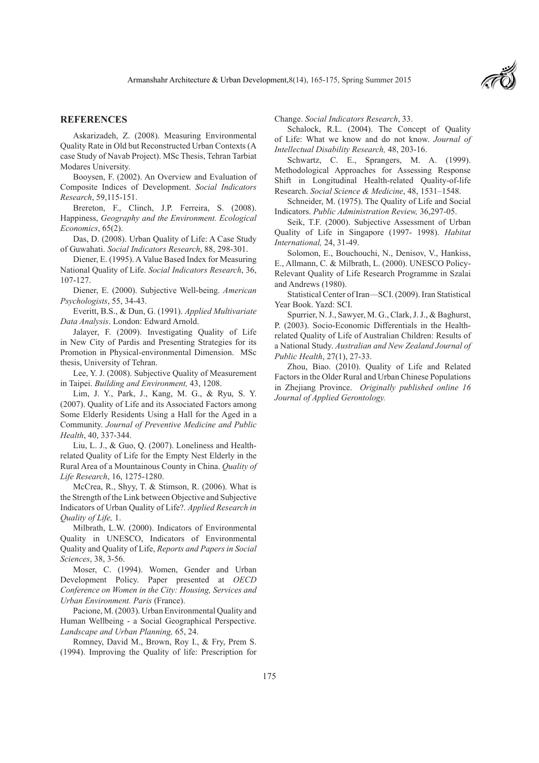## REFERENCES

Askarizadeh, Z. (2008). Measuring Environmental Quality Rate in Old but Reconstructed Urban Contexts (A case Study of Navab Project). MSc Thesis, Tehran Tarbiat Modares University.

Booysen, F. (2002). An Overview and Evaluation of Composite Indices of Development. *Social Indicators Research*, 59,115-151.

Brereton, F., Clinch, J.P. Ferreira, S. (2008). Happiness, *Geography and the Environment. Ecological Economics*, 65(2).

Das, D. (2008). Urban Quality of Life: A Case Study of Guwahati. *Social Indicators Research*, 88, 298-301.

Diener, E. (1995). A Value Based Index for Measuring National Quality of Life. *Social Indicators Research*, 36, 107-127.

Diener, E. (2000). Subjective Well-being. *American Psychologists*, 55, 34-43.

Everitt, B.S., & Dun, G. (1991). *Applied Multivariate Data Analysis*. London: Edward Arnold.

Jalayer, F. (2009). Investigating Quality of Life in New City of Pardis and Presenting Strategies for its Promotion in Physical-environmental Dimension. MSc thesis, University of Tehran.

Lee, Y. J. (2008). Subjective Quality of Measurement in Taipei. *Building and Environment,* 43, 1208.

Lim, J. Y., Park, J., Kang, M. G., & Ryu, S. Y. (2007). Quality of Life and its Associated Factors among Some Elderly Residents Using a Hall for the Aged in a Community. *Journal of Preventive Medicine and Public Health*, 40, 337-344.

Liu, L. J., & Guo, Q. (2007). Loneliness and Health-related Quality of Life for the Empty Nest Elderly in the Rural Area of a Mountainous County in China. *Quality of Life Research*, 16, 1275-1280.

McCrea, R., Shyy, T. & Stimson, R. (2006). What is the Strength of the Link between Objective and Subjective Indicators of Urban Quality of Life?. *Applied Research in Quality of Life,* 1.

Milbrath, L.W. (2000). Indicators of Environmental Quality in UNESCO, Indicators of Environmental Quality and Quality of Life, *Reports and Papers in Social Sciences*, 38, 3-56.

Moser, C. (1994). Women, Gender and Urban Development Policy. Paper presented at *OECD Conference on Women in the City: Housing, Services and Urban Environment. Paris* (France).

Pacione, M. (2003). Urban Environmental Quality and Human Wellbeing - a Social Geographical Perspective. *Landscape and Urban Planning,* 65, 24.

Romney, David M., Brown, Roy I., & Fry, Prem S. (1994). Improving the Quality of life: Prescription for Change. *Social Indicators Research*, 33.

Schalock, R.L. (2004). The Concept of Quality of Life: What we know and do not know. *Journal of Intellectual Disability Research,* 48, 203-16.

Schwartz, C. E., Sprangers, M. A. (1999). Methodological Approaches for Assessing Response Shift in Longitudinal Health-related Quality-of-life Research. *Social Science & Medicine*, 48, 1531–1548.

Schneider, M. (1975). The Quality of Life and Social Indicators. *Public Administration Review,* 36,297-05.

Seik, T.F. (2000). Subjective Assessment of Urban Quality of Life in Singapore (1997- 1998). *Habitat International,* 24, 31-49.

Solomon, E., Bouchouchi, N., Denisov, V., Hankiss, E., Allmann, C. & Milbrath, L. (2000). UNESCO Policy-Relevant Quality of Life Research Programme in Szalai and Andrews (1980).

Statistical Center of Iran—SCI. (2009). Iran Statistical Year Book. Yazd: SCI.

Spurrier, N. J., Sawyer, M. G., Clark, J. J., & Baghurst, P. (2003). Socio-Economic Differentials in the Health-related Quality of Life of Australian Children: Results of a National Study. *Australian and New Zealand Journal of Public Health*, 27(1), 27-33.

Zhou, Biao. (2010). Quality of Life and Related Factors in the Older Rural and Urban Chinese Populations in Zhejiang Province. *Originally published online 16 Journal of Applied Gerontology.*